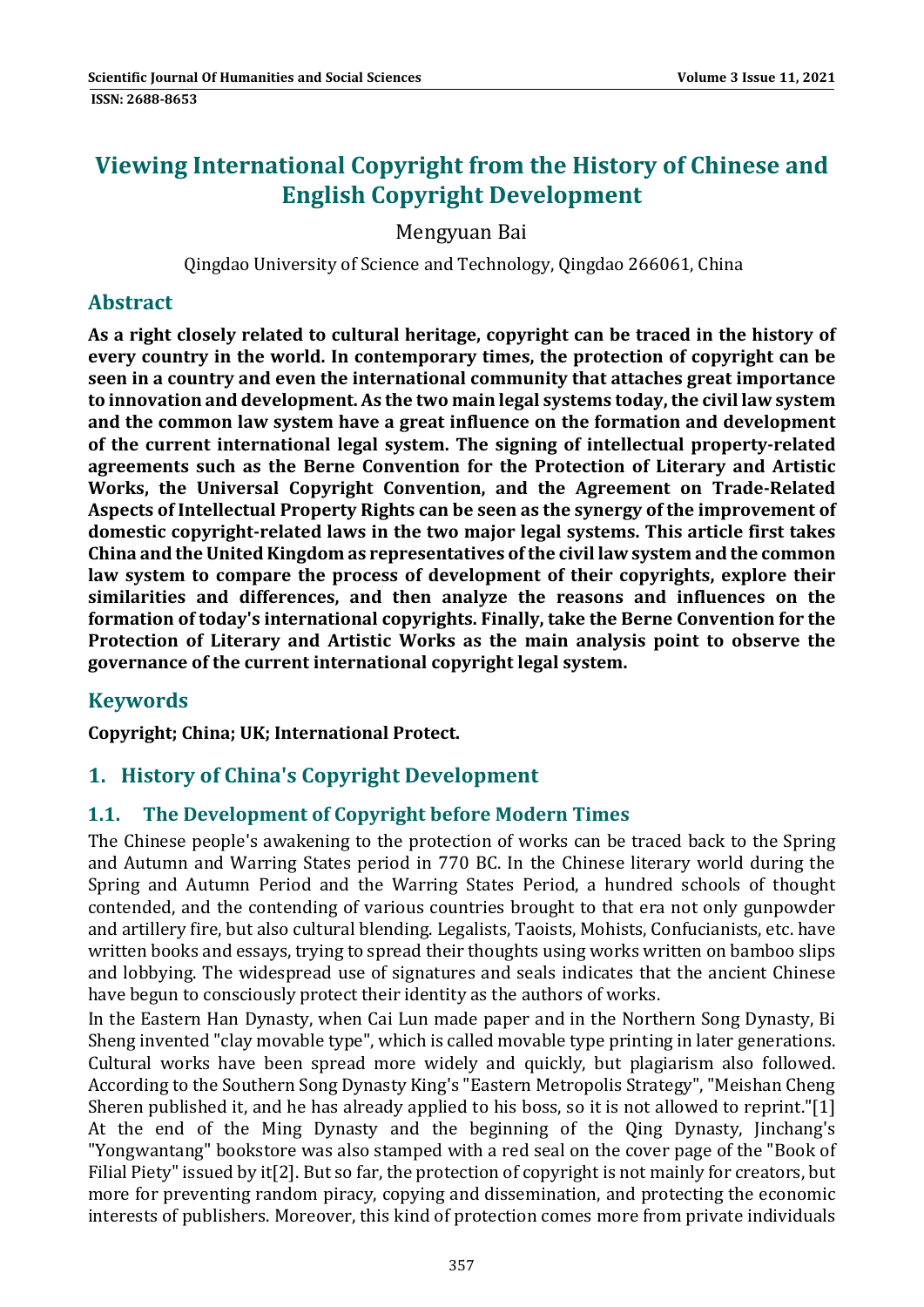# Viewing International Copyright from the History of Chinese and English Copyright Development

Mengyuan Bai

Qingdao University of Science and Technology, Qingdao 266061, China

## Abstract

**As a right closely related to cultural heritage, copyright can be traced in the history of every country in the world. In contemporary times, the protection of copyright can be seen in a country and even the international community that attaches great importance to innovation and development. As the two main legal systems today, the civil law system and the common law system have a great influence on the formation and development of the current international legal system. The signing of intellectual property-related agreements such as the Berne Convention for the Protection of Literary and Artistic Works, the Universal Copyright Convention, and the Agreement on Trade-Related Aspects of Intellectual Property Rights can be seen as the synergy of the improvement of domestic copyright-related laws in the two major legal systems. This article first takes China and the United Kingdom as representatives of the civil law system and the common law system to compare the process of development of their copyrights, explore their similarities and differences, and then analyze the reasons and influences on the formation of today's international copyrights. Finally, take the Berne Convention for the Protection of Literary and Artistic Works as the main analysis point to observe the governance of the current international copyright legal system.**

## Keywords

**Copyright; China; UK; International Protect.**

## 1. History of China's Copyright Development

### 1.1. The Development of Copyright before Modern Times

The Chinese people's awakening to the protection of works can be traced back to the Spring and Autumn and Warring States period in 770 BC. In the Chinese literary world during the Spring and Autumn Period and the Warring States Period, a hundred schools of thought contended, and the contending of various countries brought to that era not only gunpowder and artillery fire, but also cultural blending. Legalists, Taoists, Mohists, Confucianists, etc. have written books and essays, trying to spread their thoughts using works written on bamboo slips and lobbying. The widespread use of signatures and seals indicates that the ancient Chinese have begun to consciously protect their identity as the authors of works.

In the Eastern Han Dynasty, when Cai Lun made paper and in the Northern Song Dynasty, Bi Sheng invented "clay movable type", which is called movable type printing in later generations. Cultural works have been spread more widely and quickly, but plagiarism also followed. According to the Southern Song Dynasty King's "Eastern Metropolis Strategy", "Meishan Cheng Sheren published it, and he has already applied to his boss, so it is not allowed to reprint."[1] At the end of the Ming Dynasty and the beginning of the Qing Dynasty, Jinchang's "Yongwantang" bookstore was also stamped with a red seal on the cover page of the "Book of Filial Piety" issued by it[2]. But so far, the protection of copyright is not mainly for creators, but more for preventing random piracy, copying and dissemination, and protecting the economic interests of publishers. Moreover, this kind of protection comes more from private individuals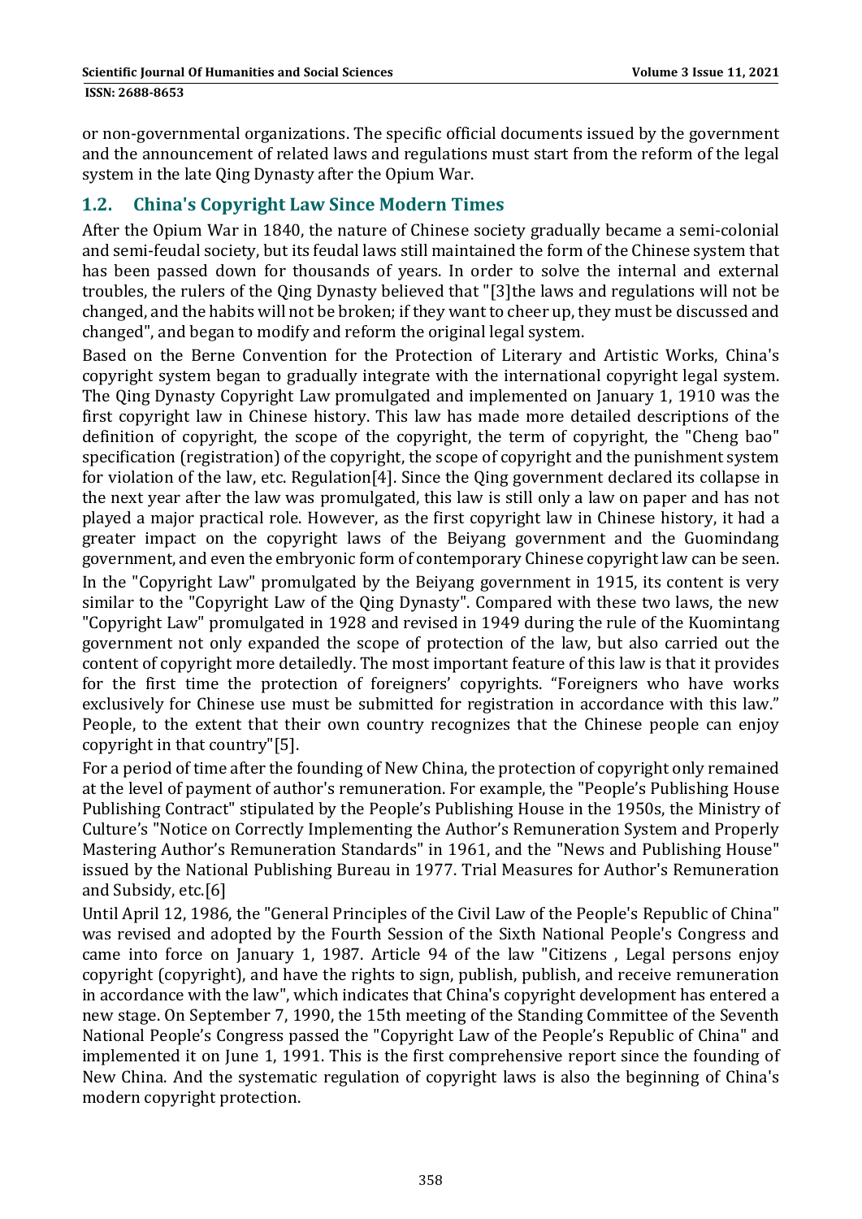or non-governmental organizations. The specific official documents issued by the government and the announcement of related laws and regulations must start from the reform of the legal system in the late Qing Dynasty after the Opium War.

## 1.2. China's Copyright Law Since Modern Times

After the Opium War in 1840, the nature of Chinese society gradually became a semi-colonial and semi-feudal society, but its feudal laws still maintained the form of the Chinese system that has been passed down for thousands of years. In order to solve the internal and external troubles, the rulers of the Qing Dynasty believed that "[3]the laws and regulations will not be changed, and the habits will not be broken; if they want to cheer up, they must be discussed and changed", and began to modify and reform the original legal system.

Based on the Berne Convention for the Protection of Literary and Artistic Works, China's copyright system began to gradually integrate with the international copyright legal system. The Qing Dynasty Copyright Law promulgated and implemented on January 1, 1910 was the first copyright law in Chinese history. This law has made more detailed descriptions of the definition of copyright, the scope of the copyright, the term of copyright, the "Cheng bao" specification (registration) of the copyright, the scope of copyright and the punishment system for violation of the law, etc. Regulation[4]. Since the Qing government declared its collapse in the next year after the law was promulgated, this law is still only a law on paper and has not played a major practical role. However, as the first copyright law in Chinese history, it had a greater impact on the copyright laws of the Beiyang government and the Guomindang government, and even the embryonic form of contemporary Chinese copyright law can be seen. In the "Copyright Law" promulgated by the Beiyang government in 1915, its content is very similar to the "Copyright Law of the Qing Dynasty". Compared with these two laws, the new "Copyright Law" promulgated in 1928 and revised in 1949 during the rule of the Kuomintang government not only expanded the scope of protection of the law, but also carried out the content of copyright more detailedly. The most important feature of this law is that it provides for the first time the protection of foreigners' copyrights. "Foreigners who have works exclusively for Chinese use must be submitted for registration in accordance with this law." People, to the extent that their own country recognizes that the Chinese people can enjoy copyright in that country"[5].

For a period of time after the founding of New China, the protection of copyright only remained at the level of payment of author's remuneration. For example, the "People's Publishing House Publishing Contract" stipulated by the People's Publishing House in the 1950s, the Ministry of Culture's "Notice on Correctly Implementing the Author's Remuneration System and Properly Mastering Author's Remuneration Standards" in 1961, and the "News and Publishing House" issued by the National Publishing Bureau in 1977. Trial Measures for Author's Remuneration and Subsidy, etc.[6]

Until April 12, 1986, the "General Principles of the Civil Law of the People's Republic of China" was revised and adopted by the Fourth Session of the Sixth National People's Congress and came into force on January 1, 1987. Article 94 of the law "Citizens , Legal persons enjoy copyright (copyright), and have the rights to sign, publish, publish, and receive remuneration in accordance with the law", which indicates that China's copyright development has entered a new stage. On September 7, 1990, the 15th meeting of the Standing Committee of the Seventh National People's Congress passed the "Copyright Law of the People's Republic of China" and implemented it on June 1, 1991. This is the first comprehensive report since the founding of New China. And the systematic regulation of copyright laws is also the beginning of China's modern copyright protection.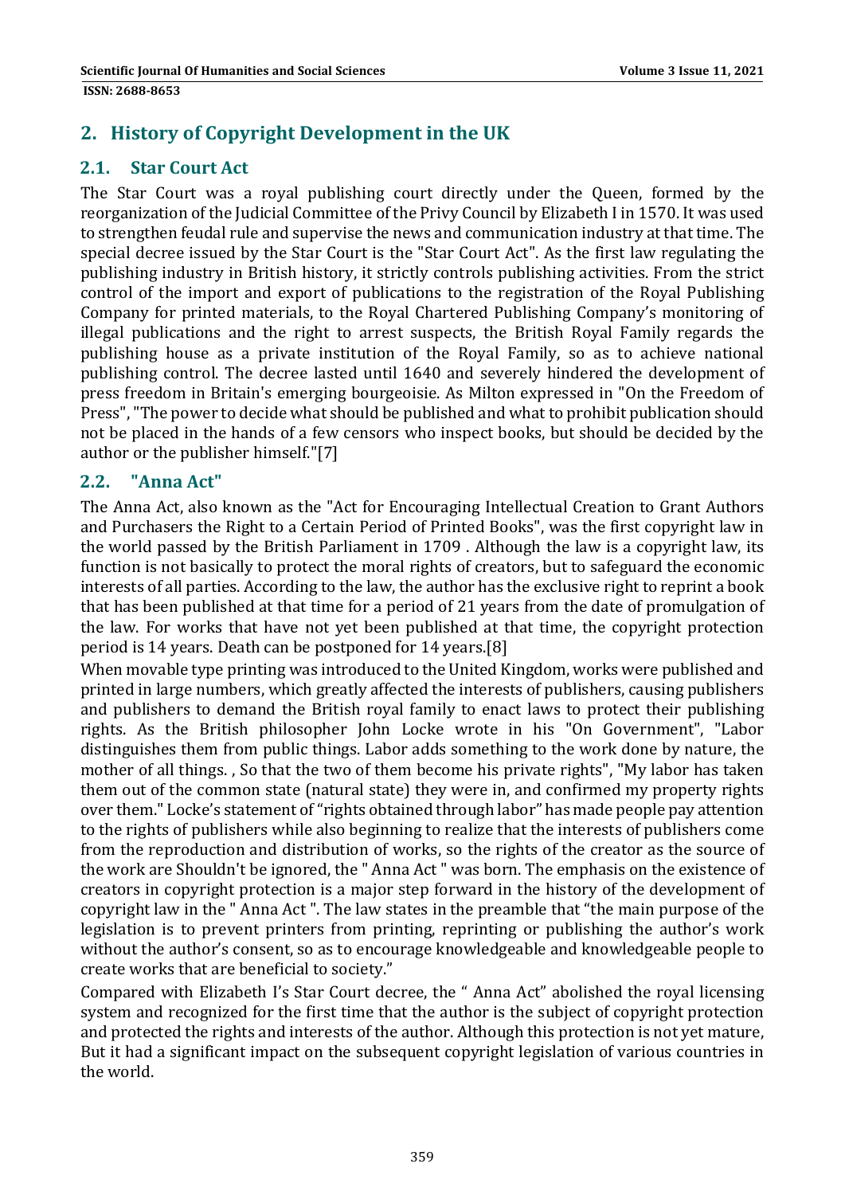## 2. History of Copyright Development in the UK

### 2.1. Star Court Act

The Star Court was a royal publishing court directly under the Queen, formed by the reorganization of the Judicial Committee of the Privy Council by Elizabeth I in 1570. It was used to strengthen feudal rule and supervise the news and communication industry at that time. The special decree issued by the Star Court is the "Star Court Act". As the first law regulating the publishing industry in British history, it strictly controls publishing activities. From the strict control of the import and export of publications to the registration of the Royal Publishing Company for printed materials, to the Royal Chartered Publishing Company's monitoring of illegal publications and the right to arrest suspects, the British Royal Family regards the publishing house as a private institution of the Royal Family, so as to achieve national publishing control. The decree lasted until 1640 and severely hindered the development of press freedom in Britain's emerging bourgeoisie. As Milton expressed in "On the Freedom of Press", "The power to decide what should be published and what to prohibit publication should not be placed in the hands of a few censors who inspect books, but should be decided by the author or the publisher himself."[7]

### 2.2. "Anna Act"

The Anna Act, also known as the "Act for Encouraging Intellectual Creation to Grant Authors and Purchasers the Right to a Certain Period of Printed Books", was the first copyright law in the world passed by the British Parliament in 1709 . Although the law is a copyright law, its function is not basically to protect the moral rights of creators, but to safeguard the economic interests of all parties. According to the law, the author has the exclusive right to reprint a book that has been published at that time for a period of 21 years from the date of promulgation of the law. For works that have not yet been published at that time, the copyright protection period is 14 years. Death can be postponed for 14 years.[8]

When movable type printing was introduced to the United Kingdom, works were published and printed in large numbers, which greatly affected the interests of publishers, causing publishers and publishers to demand the British royal family to enact laws to protect their publishing rights. As the British philosopher John Locke wrote in his "On Government", "Labor distinguishes them from public things. Labor adds something to the work done by nature, the mother of all things. , So that the two of them become his private rights", "My labor has taken them out of the common state (natural state) they were in, and confirmed my property rights over them." Locke's statement of "rights obtained through labor" has made people pay attention to the rights of publishers while also beginning to realize that the interests of publishers come from the reproduction and distribution of works, so the rights of the creator as the source of the work are Shouldn't be ignored, the " Anna Act " was born. The emphasis on the existence of creators in copyright protection is a major step forward in the history of the development of copyright law in the " Anna Act ". The law states in the preamble that "the main purpose of the legislation is to prevent printers from printing, reprinting or publishing the author's work without the author's consent, so as to encourage knowledgeable and knowledgeable people to create works that are beneficial to society."

Compared with Elizabeth I's Star Court decree, the " Anna Act" abolished the royal licensing system and recognized for the first time that the author is the subject of copyright protection and protected the rights and interests of the author. Although this protection is not yet mature, But it had a significant impact on the subsequent copyright legislation of various countries in the world.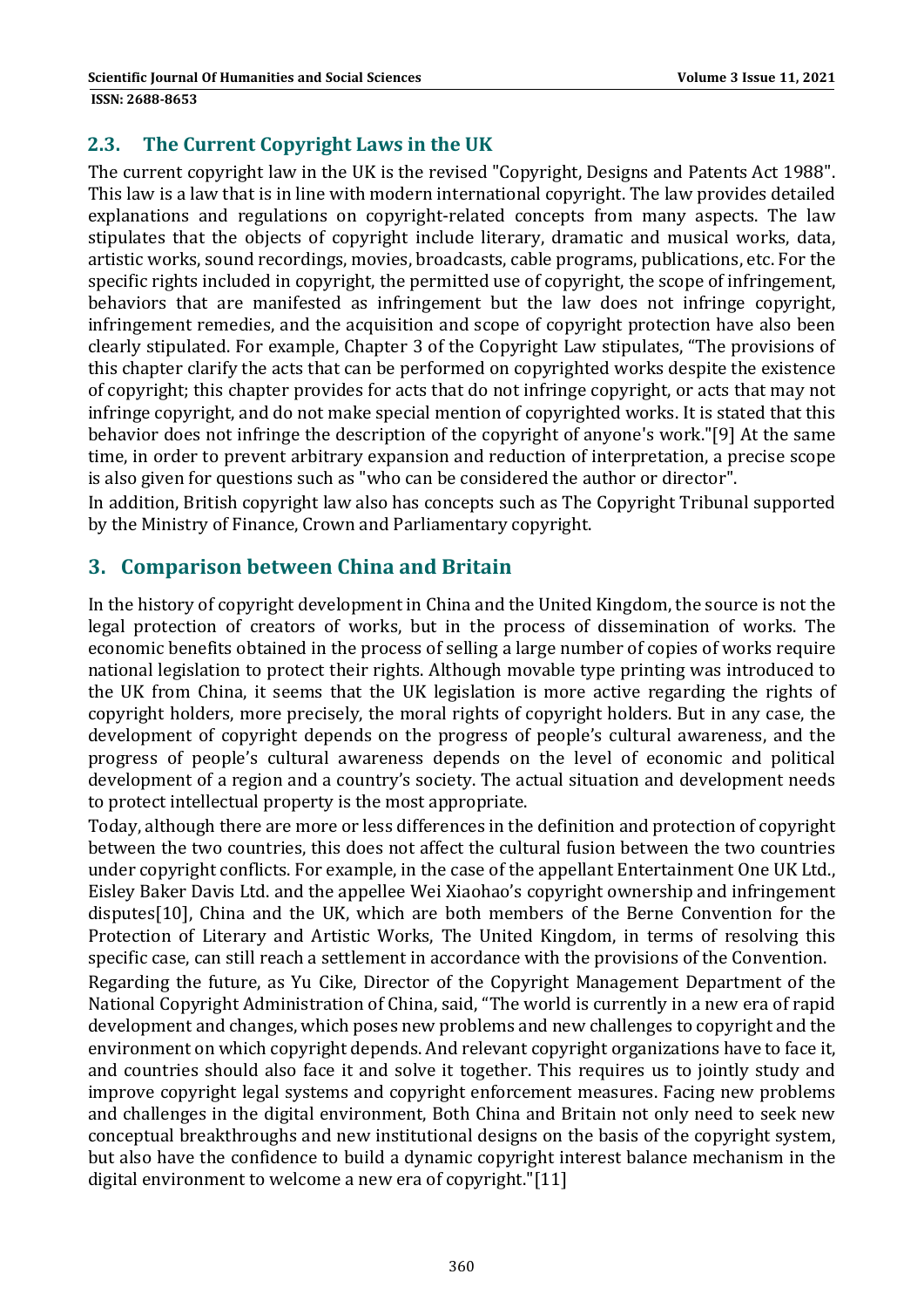## 2.3. The Current Copyright Laws in the UK

The current copyright law in the UK is the revised "Copyright, Designs and Patents Act 1988". This law is a law that is in line with modern international copyright. The law provides detailed explanations and regulations on copyright-related concepts from many aspects. The law stipulates that the objects of copyright include literary, dramatic and musical works, data, artistic works, sound recordings, movies, broadcasts, cable programs, publications, etc. For the specific rights included in copyright, the permitted use of copyright, the scope of infringement, behaviors that are manifested as infringement but the law does not infringe copyright, infringement remedies, and the acquisition and scope of copyright protection have also been clearly stipulated. For example, Chapter 3 of the Copyright Law stipulates, "The provisions of this chapter clarify the acts that can be performed on copyrighted works despite the existence of copyright; this chapter provides for acts that do not infringe copyright, or acts that may not infringe copyright, and do not make special mention of copyrighted works. It is stated that this behavior does not infringe the description of the copyright of anyone's work."[9] At the same time, in order to prevent arbitrary expansion and reduction of interpretation, a precise scope is also given for questions such as "who can be considered the author or director".

In addition, British copyright law also has concepts such as The Copyright Tribunal supported by the Ministry of Finance, Crown and Parliamentary copyright.

# 3. Comparison between China and Britain

In the history of copyright development in China and the United Kingdom, the source is not the legal protection of creators of works, but in the process of dissemination of works. The economic benefits obtained in the process of selling a large number of copies of works require national legislation to protect their rights. Although movable type printing was introduced to the UK from China, it seems that the UK legislation is more active regarding the rights of copyright holders, more precisely, the moral rights of copyright holders. But in any case, the development of copyright depends on the progress of people's cultural awareness, and the progress of people's cultural awareness depends on the level of economic and political development of a region and a country's society. The actual situation and development needs to protect intellectual property is the most appropriate.

Today, although there are more or less differences in the definition and protection of copyright between the two countries, this does not affect the cultural fusion between the two countries under copyright conflicts. For example, in the case of the appellant Entertainment One UK Ltd., Eisley Baker Davis Ltd. and the appellee Wei Xiaohao's copyright ownership and infringement disputes[10], China and the UK, which are both members of the Berne Convention for the Protection of Literary and Artistic Works, The United Kingdom, in terms of resolving this specific case, can still reach a settlement in accordance with the provisions of the Convention.

Regarding the future, as Yu Cike, Director of the Copyright Management Department of the National Copyright Administration of China, said, "The world is currently in a new era of rapid development and changes, which poses new problems and new challenges to copyright and the environment on which copyright depends. And relevant copyright organizations have to face it, and countries should also face it and solve it together. This requires us to jointly study and improve copyright legal systems and copyright enforcement measures. Facing new problems and challenges in the digital environment, Both China and Britain not only need to seek new conceptual breakthroughs and new institutional designs on the basis of the copyright system, but also have the confidence to build a dynamic copyright interest balance mechanism in the digital environment to welcome a new era of copyright."[11]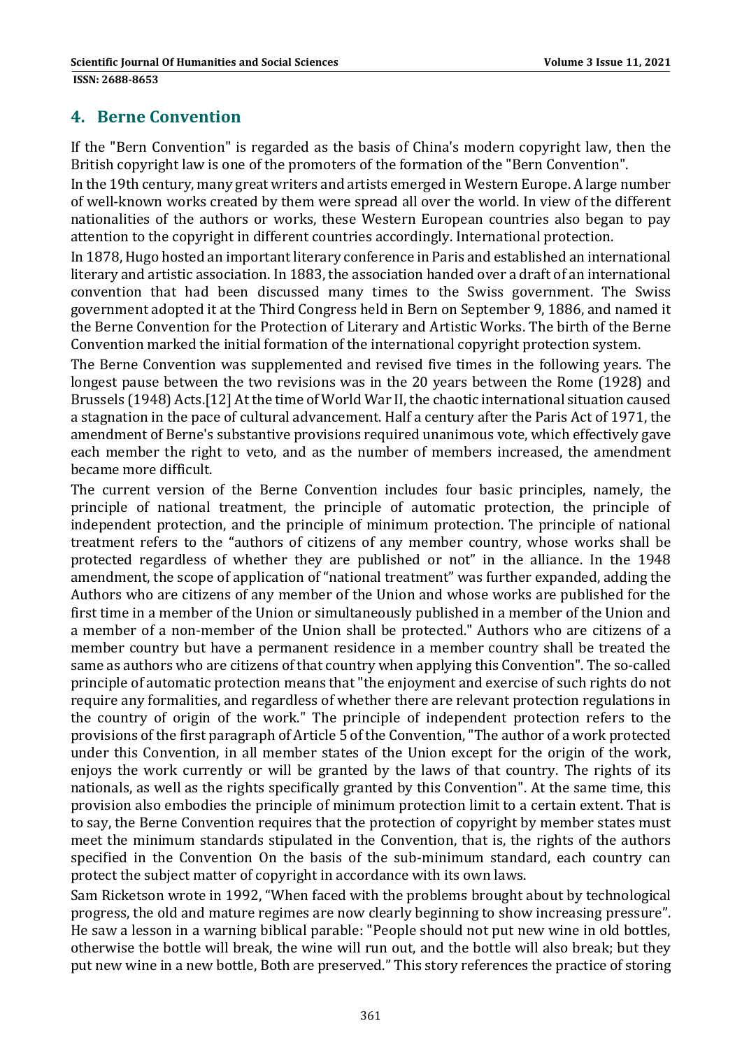## 4. Berne Convention

If the "Bern Convention" is regarded as the basis of China's modern copyright law, then the British copyright law is one of the promoters of the formation of the "Bern Convention".

In the 19th century, many great writers and artists emerged in Western Europe. A large number of well-known works created by them were spread all over the world. In view of the different nationalities of the authors or works, these Western European countries also began to pay attention to the copyright in different countries accordingly. International protection.

In 1878, Hugo hosted an important literary conference in Paris and established an international literary and artistic association. In 1883, the association handed over a draft of an international convention that had been discussed many times to the Swiss government. The Swiss government adopted it at the Third Congress held in Bern on September 9, 1886, and named it the Berne Convention for the Protection of Literary and Artistic Works. The birth of the Berne Convention marked the initial formation of the international copyright protection system.

The Berne Convention was supplemented and revised five times in the following years. The longest pause between the two revisions was in the 20 years between the Rome (1928) and Brussels (1948) Acts.[12] At the time of World War II, the chaotic international situation caused a stagnation in the pace of cultural advancement. Half a century after the Paris Act of 1971, the amendment of Berne's substantive provisions required unanimous vote, which effectively gave each member the right to veto, and as the number of members increased, the amendment became more difficult.

The current version of the Berne Convention includes four basic principles, namely, the principle of national treatment, the principle of automatic protection, the principle of independent protection, and the principle of minimum protection. The principle of national treatment refers to the "authors of citizens of any member country, whose works shall be protected regardless of whether they are published or not" in the alliance. In the 1948 amendment, the scope of application of "national treatment" was further expanded, adding the Authors who are citizens of any member of the Union and whose works are published for the first time in a member of the Union or simultaneously published in a member of the Union and a member of a non-member of the Union shall be protected." Authors who are citizens of a member country but have a permanent residence in a member country shall be treated the same as authors who are citizens of that country when applying this Convention". The so-called principle of automatic protection means that "the enjoyment and exercise of such rights do not require any formalities, and regardless of whether there are relevant protection regulations in the country of origin of the work." The principle of independent protection refers to the provisions of the first paragraph of Article 5 of the Convention, "The author of a work protected under this Convention, in all member states of the Union except for the origin of the work, enjoys the work currently or will be granted by the laws of that country. The rights of its nationals, as well as the rights specifically granted by this Convention". At the same time, this provision also embodies the principle of minimum protection limit to a certain extent. That is to say, the Berne Convention requires that the protection of copyright by member states must meet the minimum standards stipulated in the Convention, that is, the rights of the authors specified in the Convention On the basis of the sub-minimum standard, each country can protect the subject matter of copyright in accordance with its own laws.

Sam Ricketson wrote in 1992, "When faced with the problems brought about by technological progress, the old and mature regimes are now clearly beginning to show increasing pressure". He saw a lesson in a warning biblical parable: "People should not put new wine in old bottles, otherwise the bottle will break, the wine will run out, and the bottle will also break; but they put new wine in a new bottle, Both are preserved." This story references the practice of storing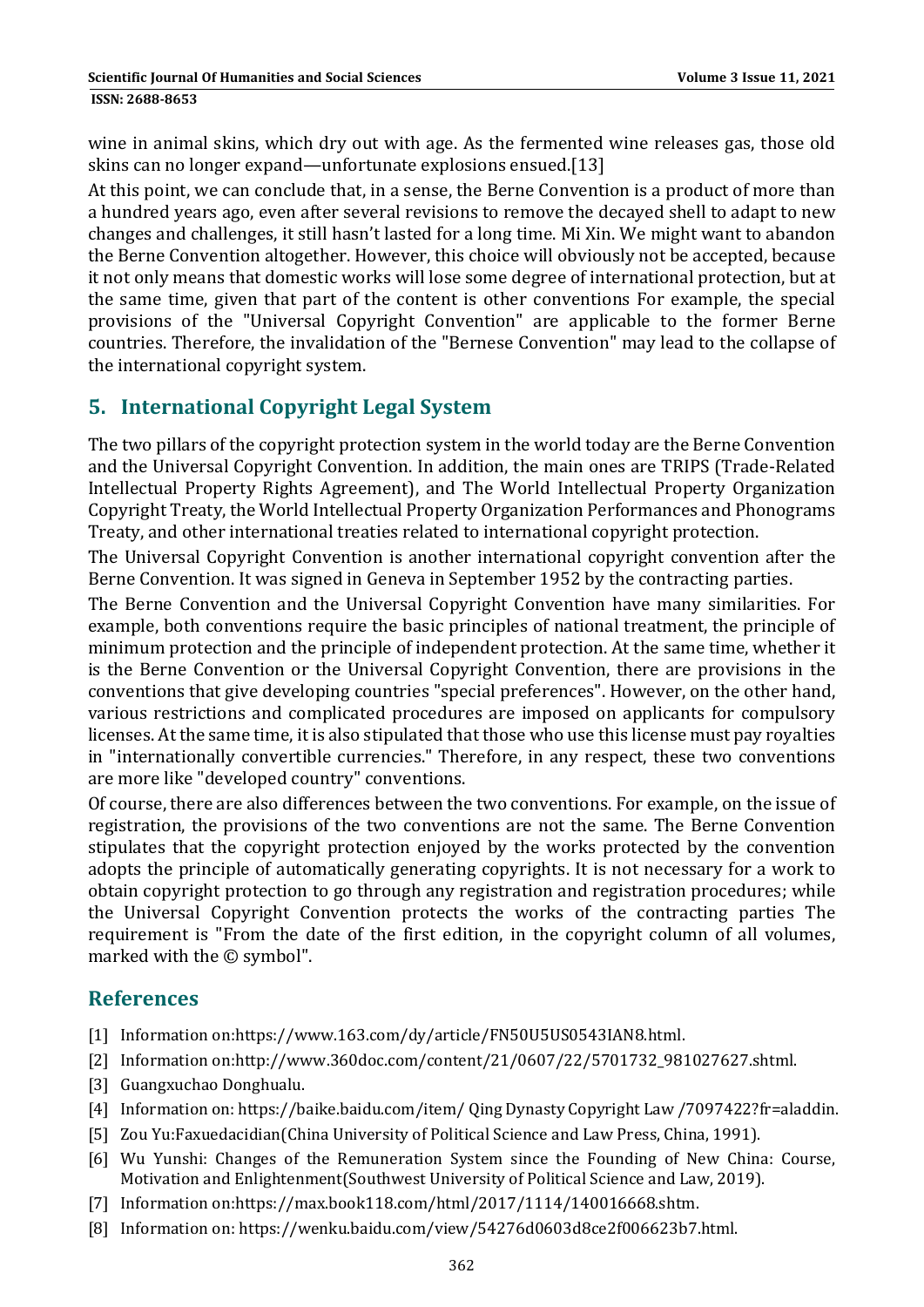wine in animal skins, which dry out with age. As the fermented wine releases gas, those old skins can no longer expand—unfortunate explosions ensued.[13]

At this point, we can conclude that, in a sense, the Berne Convention is a product of more than a hundred years ago, even after several revisions to remove the decayed shell to adapt to new changes and challenges, it still hasn't lasted for a long time. Mi Xin. We might want to abandon the Berne Convention altogether. However, this choice will obviously not be accepted, because it not only means that domestic works will lose some degree of international protection, but at the same time, given that part of the content is other conventions For example, the special provisions of the "Universal Copyright Convention" are applicable to the former Berne countries. Therefore, the invalidation of the "Bernese Convention" may lead to the collapse of the international copyright system.

## 5. International Copyright Legal System

The two pillars of the copyright protection system in the world today are the Berne Convention and the Universal Copyright Convention. In addition, the main ones are TRIPS (Trade-Related Intellectual Property Rights Agreement), and The World Intellectual Property Organization Copyright Treaty, the World Intellectual Property Organization Performances and Phonograms Treaty, and other international treaties related to international copyright protection.

The Universal Copyright Convention is another international copyright convention after the Berne Convention. It was signed in Geneva in September 1952 by the contracting parties.

The Berne Convention and the Universal Copyright Convention have many similarities. For example, both conventions require the basic principles of national treatment, the principle of minimum protection and the principle of independent protection. At the same time, whether it is the Berne Convention or the Universal Copyright Convention, there are provisions in the conventions that give developing countries "special preferences". However, on the other hand, various restrictions and complicated procedures are imposed on applicants for compulsory licenses. At the same time, it is also stipulated that those who use this license must pay royalties in "internationally convertible currencies." Therefore, in any respect, these two conventions are more like "developed country" conventions.

Of course, there are also differences between the two conventions. For example, on the issue of registration, the provisions of the two conventions are not the same. The Berne Convention stipulates that the copyright protection enjoyed by the works protected by the convention adopts the principle of automatically generating copyrights. It is not necessary for a work to obtain copyright protection to go through any registration and registration procedures; while the Universal Copyright Convention protects the works of the contracting parties The requirement is "From the date of the first edition, in the copyright column of all volumes, marked with the © symbol".

## References

[1] Information on:https://www.163.com/dy/article/FN50U5US0543IAN8.html.

[2] Information on:http://www.360doc.com/content/21/0607/22/5701732_981027627.shtml.

[3] Guangxuchao Donghualu.

[4] Information on: https://baike.baidu.com/item/ Qing Dynasty Copyright Law /7097422?fr=aladdin.

[5] Zou Yu:Faxuedacidian(China University of Political Science and Law Press, China, 1991).

[6] Wu Yunshi: Changes of the Remuneration System since the Founding of New China: Course, Motivation and Enlightenment(Southwest University of Political Science and Law, 2019).

[7] Information on:https://max.book118.com/html/2017/1114/140016668.shtm.

[8] Information on: https://wenku.baidu.com/view/54276d0603d8ce2f006623b7.html.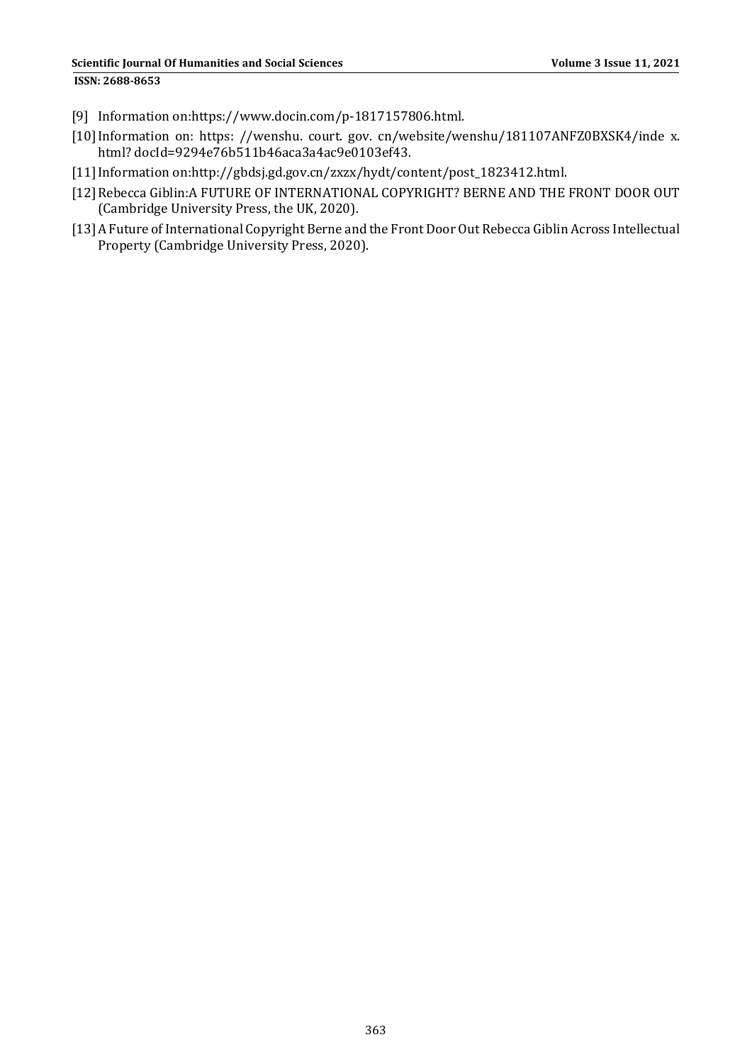[9] Information on:https://www.docin.com/p-1817157806.html.

[10] Information on: https: //wenshu. court. gov. cn/website/wenshu/181107ANFZ0BXSK4/inde x. html? docId=9294e76b511b46aca3a4ac9e0103ef43.

[11] Information on:http://gbdsj.gd.gov.cn/zxzx/hydt/content/post_1823412.html.

[12] Rebecca Giblin:A FUTURE OF INTERNATIONAL COPYRIGHT? BERNE AND THE FRONT DOOR OUT (Cambridge University Press, the UK, 2020).

[13] A Future of International Copyright Berne and the Front Door Out Rebecca Giblin Across Intellectual Property (Cambridge University Press, 2020).